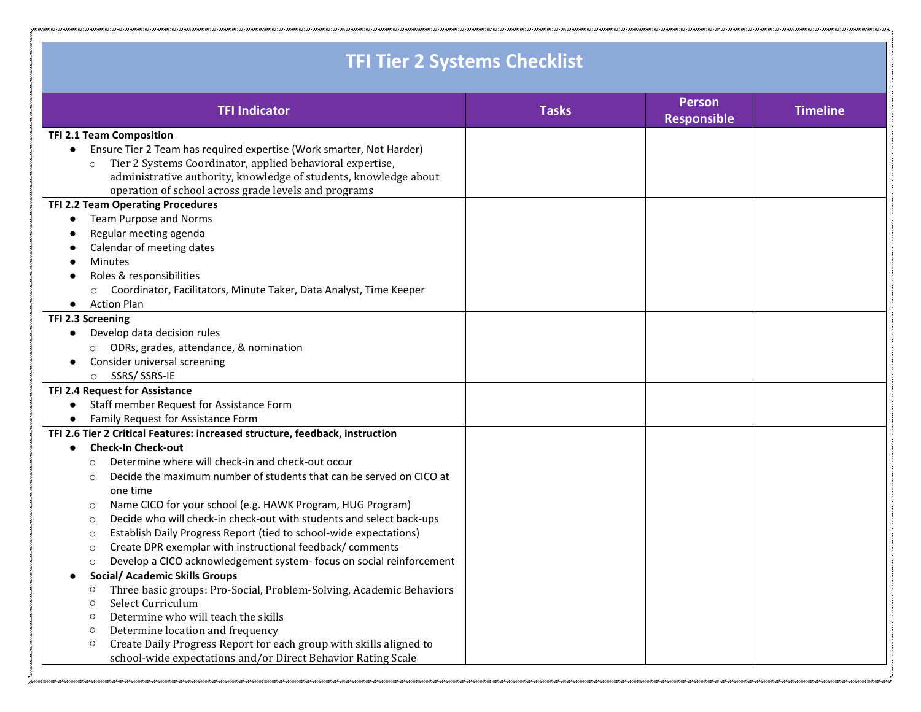# TFI Tier 2 Systems Checklist

| TFI Indicator | Tasks | Person Responsible | Timeline |
|---|---|---|---|
| **TFI 2.1 Team Composition**<br>● Ensure Tier 2 Team has required expertise (Work smarter, Not Harder)<br>○ Tier 2 Systems Coordinator, applied behavioral expertise, administrative authority, knowledge of students, knowledge about operation of school across grade levels and programs | | | |
| **TFI 2.2 Team Operating Procedures**<br>● Team Purpose and Norms<br>● Regular meeting agenda<br>● Calendar of meeting dates<br>● Minutes<br>● Roles & responsibilities<br>○ Coordinator, Facilitators, Minute Taker, Data Analyst, Time Keeper<br>● Action Plan | | | |
| **TFI 2.3 Screening**<br>● Develop data decision rules<br>○ ODRs, grades, attendance, & nomination<br>● Consider universal screening<br>○ SSRS/ SSRS-IE | | | |
| **TFI 2.4 Request for Assistance**<br>● Staff member Request for Assistance Form<br>● Family Request for Assistance Form | | | |
| **TFI 2.6 Tier 2 Critical Features: increased structure, feedback, instruction**<br>● **Check-In Check-out**<br>○ Determine where will check-in and check-out occur<br>○ Decide the maximum number of students that can be served on CICO at one time<br>○ Name CICO for your school (e.g. HAWK Program, HUG Program)<br>○ Decide who will check-in check-out with students and select back-ups<br>○ Establish Daily Progress Report (tied to school-wide expectations)<br>○ Create DPR exemplar with instructional feedback/ comments<br>○ Develop a CICO acknowledgement system- focus on social reinforcement<br>● **Social/ Academic Skills Groups**<br>○ Three basic groups: Pro-Social, Problem-Solving, Academic Behaviors<br>○ Select Curriculum<br>○ Determine who will teach the skills<br>○ Determine location and frequency<br>○ Create Daily Progress Report for each group with skills aligned to school-wide expectations and/or Direct Behavior Rating Scale | | | |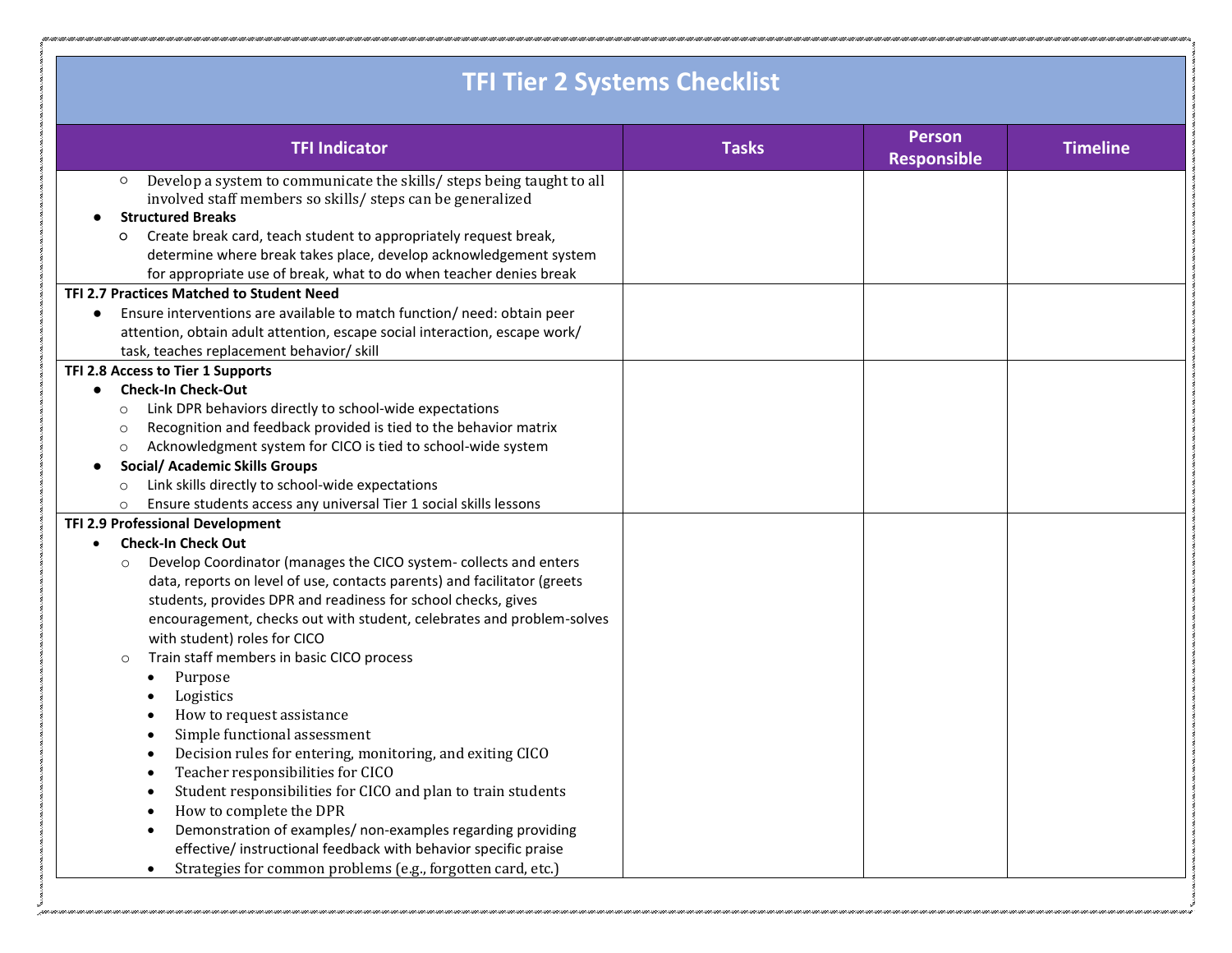# TFI Tier 2 Systems Checklist

| TFI Indicator | Tasks | Person Responsible | Timeline |
|---|---|---|---|
| ○ Develop a system to communicate the skills/ steps being taught to all involved staff members so skills/ steps can be generalized<br>● **Structured Breaks**<br>○ Create break card, teach student to appropriately request break, determine where break takes place, develop acknowledgement system for appropriate use of break, what to do when teacher denies break | | | |
| **TFI 2.7 Practices Matched to Student Need**<br>● Ensure interventions are available to match function/ need: obtain peer attention, obtain adult attention, escape social interaction, escape work/ task, teaches replacement behavior/ skill | | | |
| **TFI 2.8 Access to Tier 1 Supports**<br>● **Check-In Check-Out**<br>○ Link DPR behaviors directly to school-wide expectations<br>○ Recognition and feedback provided is tied to the behavior matrix<br>○ Acknowledgment system for CICO is tied to school-wide system<br>● **Social/ Academic Skills Groups**<br>○ Link skills directly to school-wide expectations<br>○ Ensure students access any universal Tier 1 social skills lessons | | | |
| **TFI 2.9 Professional Development**<br>• **Check-In Check Out**<br>○ Develop Coordinator (manages the CICO system- collects and enters data, reports on level of use, contacts parents) and facilitator (greets students, provides DPR and readiness for school checks, gives encouragement, checks out with student, celebrates and problem-solves with student) roles for CICO<br>○ Train staff members in basic CICO process<br>• Purpose<br>• Logistics<br>• How to request assistance<br>• Simple functional assessment<br>• Decision rules for entering, monitoring, and exiting CICO<br>• Teacher responsibilities for CICO<br>• Student responsibilities for CICO and plan to train students<br>• How to complete the DPR<br>• Demonstration of examples/ non-examples regarding providing effective/ instructional feedback with behavior specific praise<br>• Strategies for common problems (e.g., forgotten card, etc.) | | | |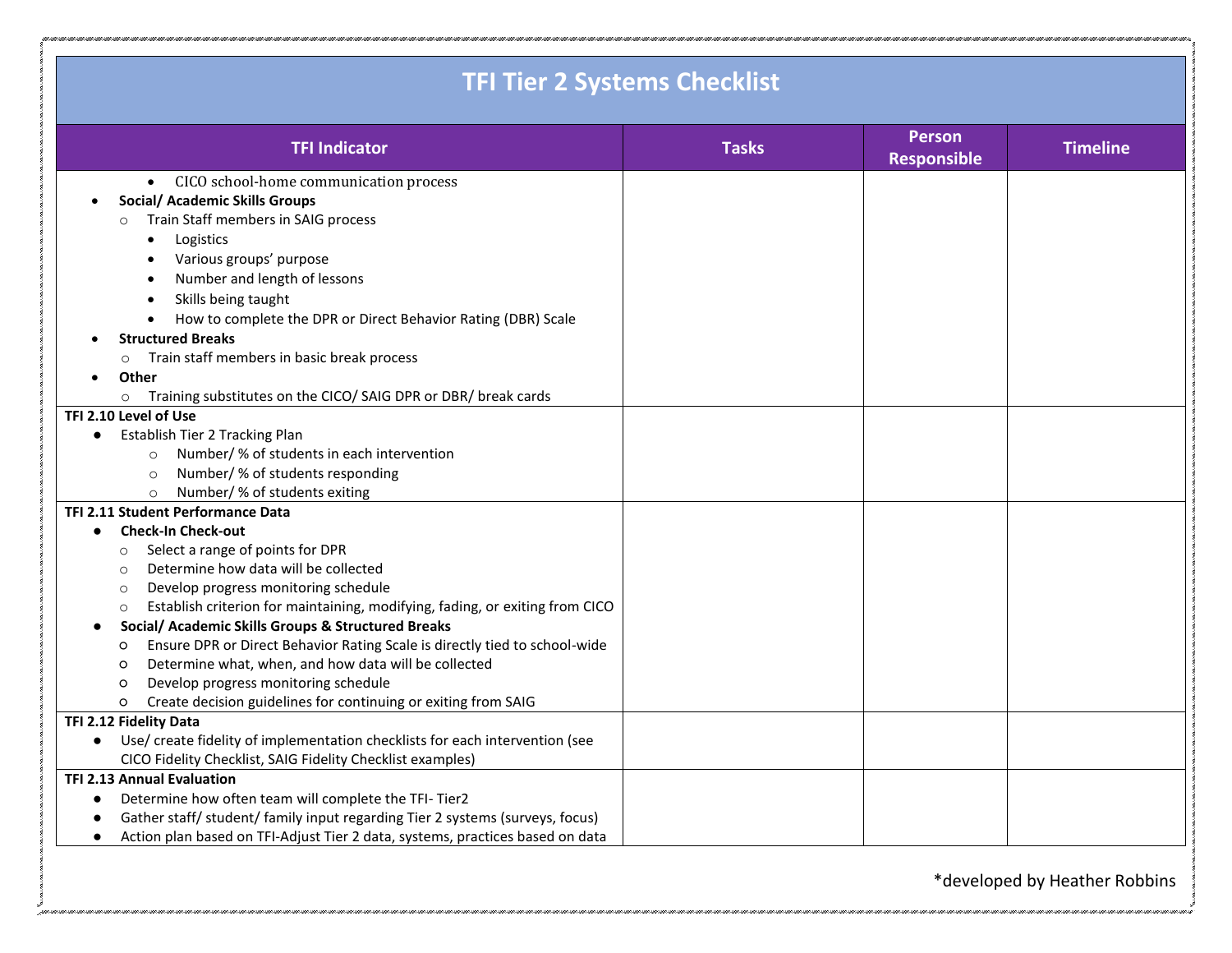# TFI Tier 2 Systems Checklist

| TFI Indicator | Tasks | Person Responsible | Timeline |
|---|---|---|---|
| • CICO school-home communication process<br>• **Social/ Academic Skills Groups**<br>○ Train Staff members in SAIG process<br>• Logistics<br>• Various groups' purpose<br>• Number and length of lessons<br>• Skills being taught<br>• How to complete the DPR or Direct Behavior Rating (DBR) Scale<br>• **Structured Breaks**<br>○ Train staff members in basic break process<br>• **Other**<br>○ Training substitutes on the CICO/ SAIG DPR or DBR/ break cards | | | |
| **TFI 2.10 Level of Use**<br>● Establish Tier 2 Tracking Plan<br>○ Number/ % of students in each intervention<br>○ Number/ % of students responding<br>○ Number/ % of students exiting | | | |
| **TFI 2.11 Student Performance Data**<br>● **Check-In Check-out**<br>○ Select a range of points for DPR<br>○ Determine how data will be collected<br>○ Develop progress monitoring schedule<br>○ Establish criterion for maintaining, modifying, fading, or exiting from CICO<br>● **Social/ Academic Skills Groups & Structured Breaks**<br>○ Ensure DPR or Direct Behavior Rating Scale is directly tied to school-wide<br>○ Determine what, when, and how data will be collected<br>○ Develop progress monitoring schedule<br>○ Create decision guidelines for continuing or exiting from SAIG | | | |
| **TFI 2.12 Fidelity Data**<br>● Use/ create fidelity of implementation checklists for each intervention (see CICO Fidelity Checklist, SAIG Fidelity Checklist examples) | | | |
| **TFI 2.13 Annual Evaluation**<br>● Determine how often team will complete the TFI- Tier2<br>● Gather staff/ student/ family input regarding Tier 2 systems (surveys, focus)<br>● Action plan based on TFI-Adjust Tier 2 data, systems, practices based on data | | | |

*developed by Heather Robbins